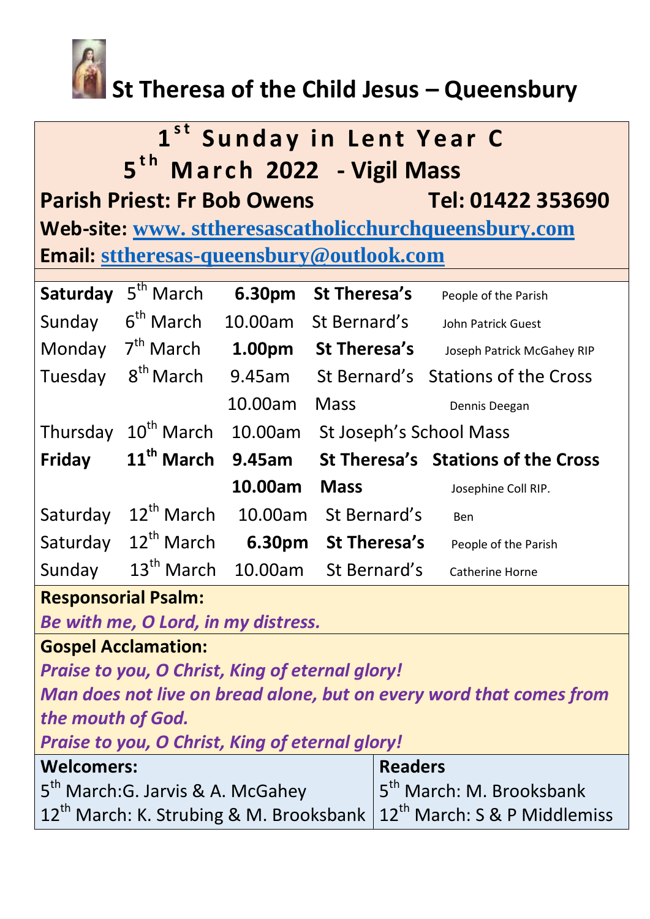# St Theresa of the Child Jesus – Queensbury

## 1st Sunday in Lent Year C
## 5th March 2022 - Vigil Mass

**Parish Priest: Fr Bob Owens** **Tel: 01422 353690**

**Web-site:** www. sttheresascatholicchurchqueensbury.com

**Email:** sttheresas-queensbury@outlook.com

| | | | | |
|---|---|---|---|---|
| **Saturday** | 5th March | **6.30pm** | **St Theresa's** | People of the Parish |
| Sunday | 6th March | 10.00am | St Bernard's | John Patrick Guest |
| Monday | 7th March | **1.00pm** | **St Theresa's** | Joseph Patrick McGahey RIP |
| Tuesday | 8th March | 9.45am | St Bernard's | Stations of the Cross |
| | | 10.00am | Mass | Dennis Deegan |
| Thursday | 10th March | 10.00am | St Joseph's School Mass | |
| **Friday** | **11th March** | **9.45am** | **St Theresa's** | **Stations of the Cross** |
| | | **10.00am** | **Mass** | Josephine Coll RIP. |
| Saturday | 12th March | 10.00am | St Bernard's | Ben |
| Saturday | 12th March | **6.30pm** | **St Theresa's** | People of the Parish |
| Sunday | 13th March | 10.00am | St Bernard's | Catherine Horne |

**Responsorial Psalm:**

***Be with me, O Lord, in my distress.***

**Gospel Acclamation:**

***Praise to you, O Christ, King of eternal glory!***
***Man does not live on bread alone, but on every word that comes from the mouth of God.***
***Praise to you, O Christ, King of eternal glory!***

| **Welcomers:** | **Readers** |
|---|---|
| 5th March:G. Jarvis & A. McGahey | 5th March: M. Brooksbank |
| 12th March: K. Strubing & M. Brooksbank | 12th March: S & P Middlemiss |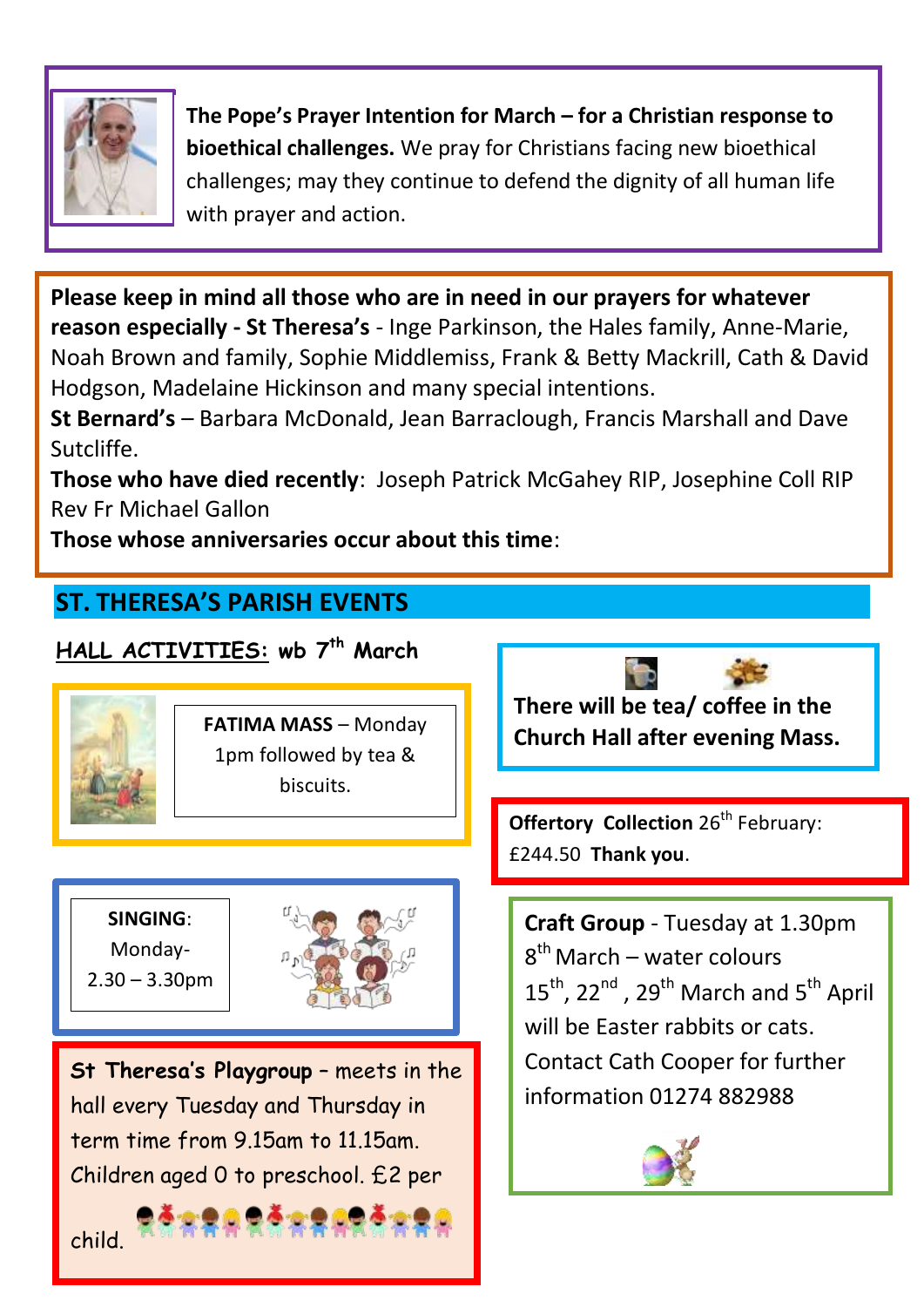**The Pope's Prayer Intention for March – for a Christian response to bioethical challenges.** We pray for Christians facing new bioethical challenges; may they continue to defend the dignity of all human life with prayer and action.

**Please keep in mind all those who are in need in our prayers for whatever reason especially - St Theresa's** - Inge Parkinson, the Hales family, Anne-Marie, Noah Brown and family, Sophie Middlemiss, Frank & Betty Mackrill, Cath & David Hodgson, Madelaine Hickinson and many special intentions.

**St Bernard's** – Barbara McDonald, Jean Barraclough, Francis Marshall and Dave Sutcliffe.

**Those who have died recently**: Joseph Patrick McGahey RIP, Josephine Coll RIP Rev Fr Michael Gallon

**Those whose anniversaries occur about this time**:

## ST. THERESA'S PARISH EVENTS

### HALL ACTIVITIES: wb 7th March

**FATIMA MASS** – Monday 1pm followed by tea & biscuits.

**SINGING**: Monday- 2.30 – 3.30pm

**St Theresa's Playgroup** – meets in the hall every Tuesday and Thursday in term time from 9.15am to 11.15am. Children aged 0 to preschool. £2 per child.

**There will be tea/ coffee in the Church Hall after evening Mass.**

**Offertory Collection** 26th February: £244.50 **Thank you**.

**Craft Group** - Tuesday at 1.30pm
8th March – water colours
15th, 22nd, 29th March and 5th April will be Easter rabbits or cats.
Contact Cath Cooper for further information 01274 882988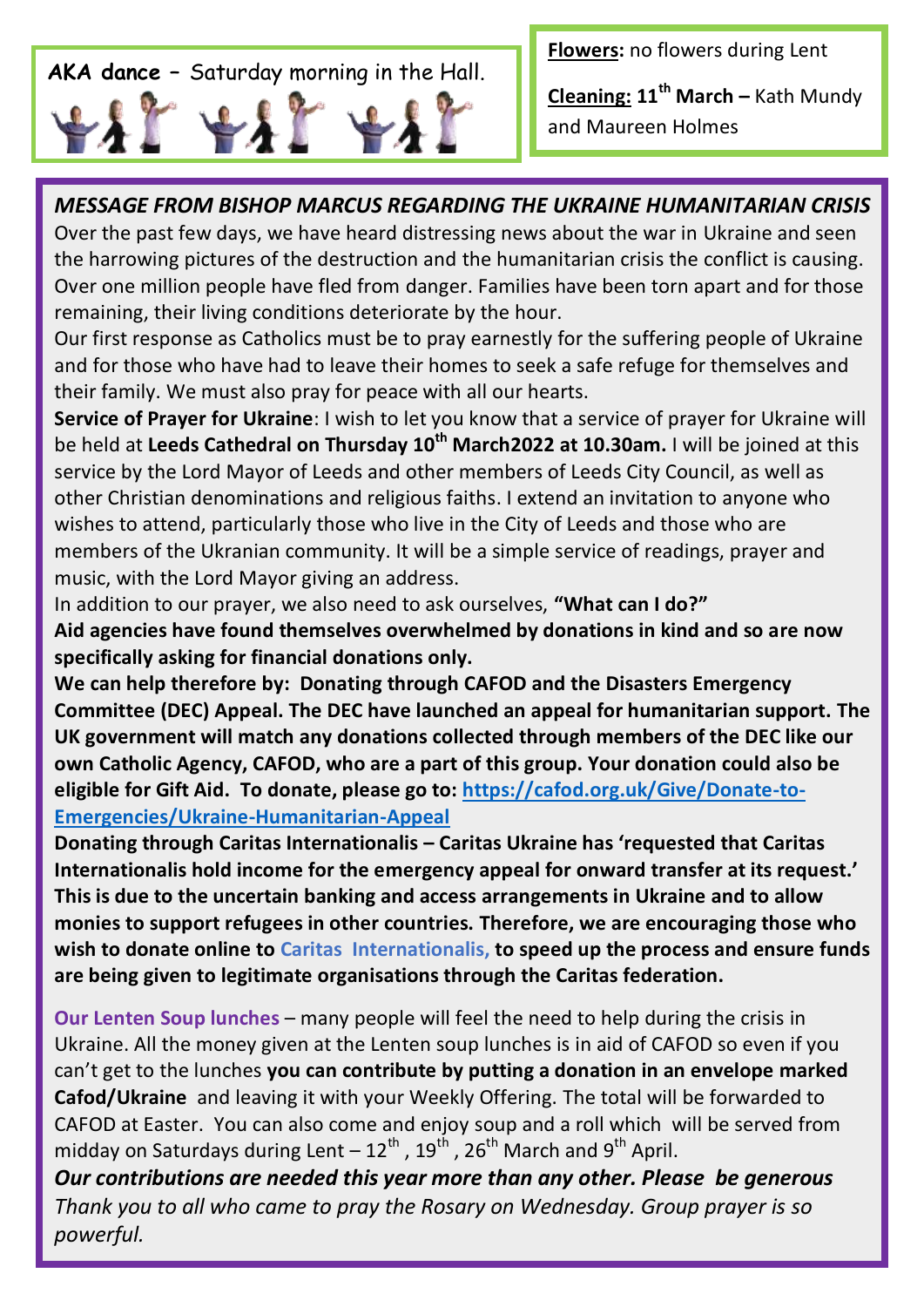**AKA dance** – Saturday morning in the Hall.

**Flowers:** no flowers during Lent

**Cleaning: 11th March –** Kath Mundy and Maureen Holmes

***MESSAGE FROM BISHOP MARCUS REGARDING THE UKRAINE HUMANITARIAN CRISIS***

Over the past few days, we have heard distressing news about the war in Ukraine and seen the harrowing pictures of the destruction and the humanitarian crisis the conflict is causing. Over one million people have fled from danger. Families have been torn apart and for those remaining, their living conditions deteriorate by the hour.

Our first response as Catholics must be to pray earnestly for the suffering people of Ukraine and for those who have had to leave their homes to seek a safe refuge for themselves and their family. We must also pray for peace with all our hearts.

**Service of Prayer for Ukraine**: I wish to let you know that a service of prayer for Ukraine will be held at **Leeds Cathedral on Thursday 10th March2022 at 10.30am.** I will be joined at this service by the Lord Mayor of Leeds and other members of Leeds City Council, as well as other Christian denominations and religious faiths. I extend an invitation to anyone who wishes to attend, particularly those who live in the City of Leeds and those who are members of the Ukranian community. It will be a simple service of readings, prayer and music, with the Lord Mayor giving an address.

In addition to our prayer, we also need to ask ourselves, **"What can I do?"**

**Aid agencies have found themselves overwhelmed by donations in kind and so are now specifically asking for financial donations only.**

**We can help therefore by: Donating through CAFOD and the Disasters Emergency Committee (DEC) Appeal. The DEC have launched an appeal for humanitarian support. The UK government will match any donations collected through members of the DEC like our own Catholic Agency, CAFOD, who are a part of this group. Your donation could also be eligible for Gift Aid. To donate, please go to: https://cafod.org.uk/Give/Donate-to-Emergencies/Ukraine-Humanitarian-Appeal**

**Donating through Caritas Internationalis – Caritas Ukraine has 'requested that Caritas Internationalis hold income for the emergency appeal for onward transfer at its request.' This is due to the uncertain banking and access arrangements in Ukraine and to allow monies to support refugees in other countries. Therefore, we are encouraging those who wish to donate online to Caritas Internationalis, to speed up the process and ensure funds are being given to legitimate organisations through the Caritas federation.**

**Our Lenten Soup lunches** – many people will feel the need to help during the crisis in Ukraine. All the money given at the Lenten soup lunches is in aid of CAFOD so even if you can't get to the lunches **you can contribute by putting a donation in an envelope marked Cafod/Ukraine** and leaving it with your Weekly Offering. The total will be forwarded to CAFOD at Easter. You can also come and enjoy soup and a roll which will be served from midday on Saturdays during Lent – 12th, 19th, 26th March and 9th April.

***Our contributions are needed this year more than any other. Please be generous***

*Thank you to all who came to pray the Rosary on Wednesday. Group prayer is so powerful.*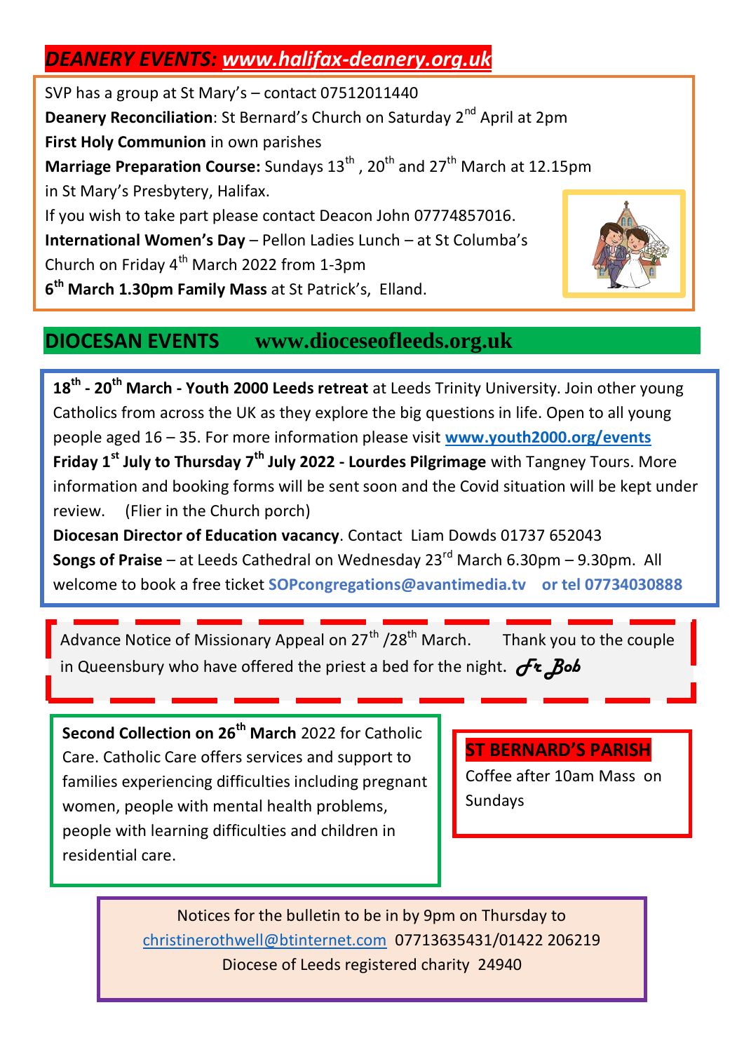## *DEANERY EVENTS: www.halifax-deanery.org.uk*

SVP has a group at St Mary's – contact 07512011440

**Deanery Reconciliation**: St Bernard's Church on Saturday 2nd April at 2pm

**First Holy Communion** in own parishes

**Marriage Preparation Course:** Sundays 13th , 20th and 27th March at 12.15pm in St Mary's Presbytery, Halifax.

If you wish to take part please contact Deacon John 07774857016.

**International Women's Day** – Pellon Ladies Lunch – at St Columba's Church on Friday 4th March 2022 from 1-3pm

**6th March 1.30pm Family Mass** at St Patrick's, Elland.

## DIOCESAN EVENTS www.dioceseofleeds.org.uk

**18th - 20th March - Youth 2000 Leeds retreat** at Leeds Trinity University. Join other young Catholics from across the UK as they explore the big questions in life. Open to all young people aged 16 – 35. For more information please visit **www.youth2000.org/events**

**Friday 1st July to Thursday 7th July 2022 - Lourdes Pilgrimage** with Tangney Tours. More information and booking forms will be sent soon and the Covid situation will be kept under review. (Flier in the Church porch)

**Diocesan Director of Education vacancy**. Contact Liam Dowds 01737 652043

**Songs of Praise** – at Leeds Cathedral on Wednesday 23rd March 6.30pm – 9.30pm. All welcome to book a free ticket **SOPcongregations@avantimedia.tv or tel 07734030888**

Advance Notice of Missionary Appeal on 27th /28th March. Thank you to the couple in Queensbury who have offered the priest a bed for the night. *Fr Bob*

**Second Collection on 26th March** 2022 for Catholic Care. Catholic Care offers services and support to families experiencing difficulties including pregnant women, people with mental health problems, people with learning difficulties and children in residential care.

**ST BERNARD'S PARISH**

Coffee after 10am Mass on Sundays

Notices for the bulletin to be in by 9pm on Thursday to christinerothwell@btinternet.com 07713635431/01422 206219

Diocese of Leeds registered charity 24940